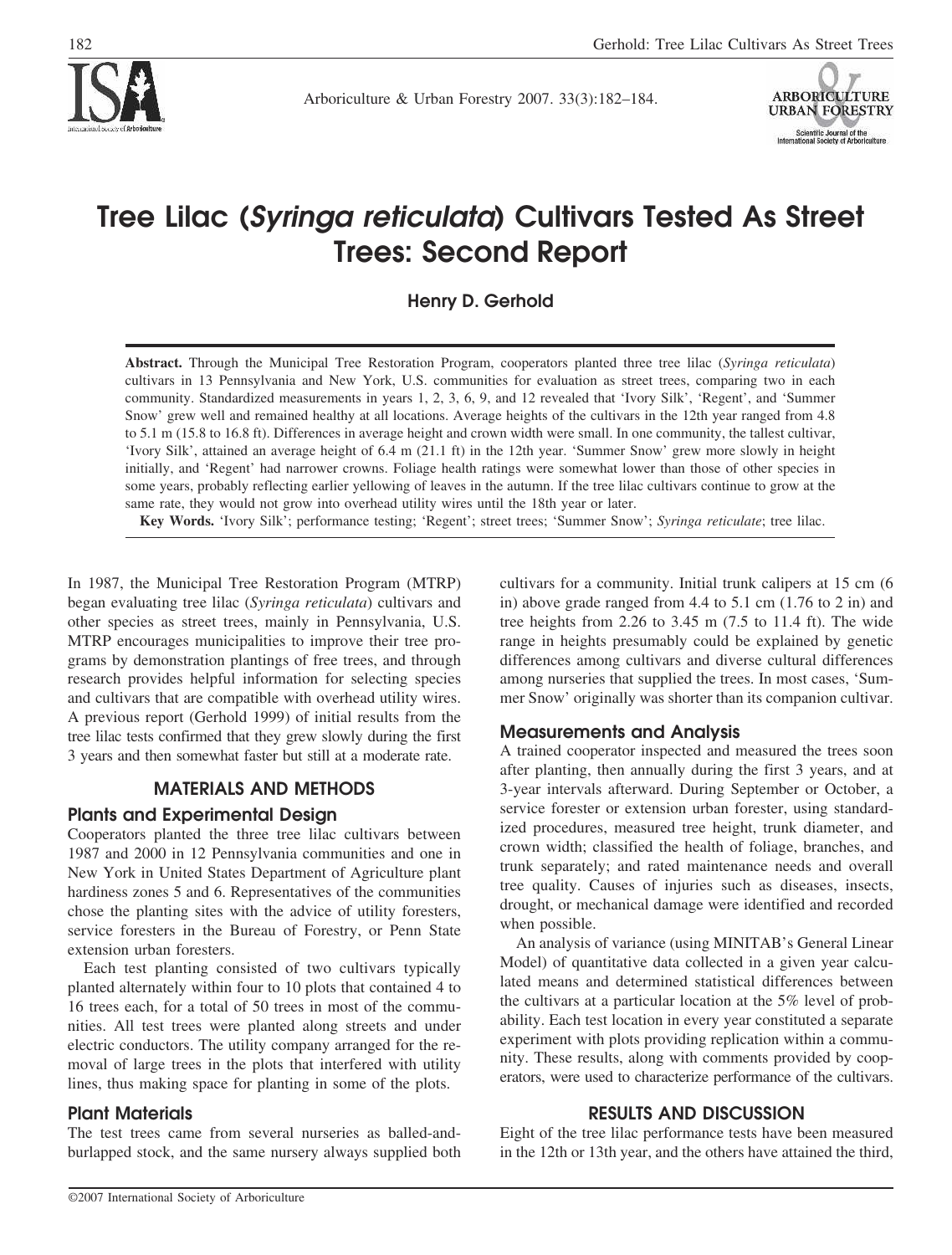# Tree Lilac (*Syringa reticulata*) Cultivars Tested As Street Trees: Second Report

**Henry D. Gerhold**

**Abstract.** Through the Municipal Tree Restoration Program, cooperators planted three tree lilac (*Syringa reticulata*) cultivars in 13 Pennsylvania and New York, U.S. communities for evaluation as street trees, comparing two in each community. Standardized measurements in years 1, 2, 3, 6, 9, and 12 revealed that 'Ivory Silk', 'Regent', and 'Summer Snow' grew well and remained healthy at all locations. Average heights of the cultivars in the 12th year ranged from 4.8 to 5.1 m (15.8 to 16.8 ft). Differences in average height and crown width were small. In one community, the tallest cultivar, 'Ivory Silk', attained an average height of 6.4 m (21.1 ft) in the 12th year. 'Summer Snow' grew more slowly in height initially, and 'Regent' had narrower crowns. Foliage health ratings were somewhat lower than those of other species in some years, probably reflecting earlier yellowing of leaves in the autumn. If the tree lilac cultivars continue to grow at the same rate, they would not grow into overhead utility wires until the 18th year or later.

**Key Words.** 'Ivory Silk'; performance testing; 'Regent'; street trees; 'Summer Snow'; *Syringa reticulate*; tree lilac.

In 1987, the Municipal Tree Restoration Program (MTRP) began evaluating tree lilac (*Syringa reticulata*) cultivars and other species as street trees, mainly in Pennsylvania, U.S. MTRP encourages municipalities to improve their tree programs by demonstration plantings of free trees, and through research provides helpful information for selecting species and cultivars that are compatible with overhead utility wires. A previous report (Gerhold 1999) of initial results from the tree lilac tests confirmed that they grew slowly during the first 3 years and then somewhat faster but still at a moderate rate.

## MATERIALS AND METHODS

### Plants and Experimental Design

Cooperators planted the three tree lilac cultivars between 1987 and 2000 in 12 Pennsylvania communities and one in New York in United States Department of Agriculture plant hardiness zones 5 and 6. Representatives of the communities chose the planting sites with the advice of utility foresters, service foresters in the Bureau of Forestry, or Penn State extension urban foresters.

Each test planting consisted of two cultivars typically planted alternately within four to 10 plots that contained 4 to 16 trees each, for a total of 50 trees in most of the communities. All test trees were planted along streets and under electric conductors. The utility company arranged for the removal of large trees in the plots that interfered with utility lines, thus making space for planting in some of the plots.

### Plant Materials

The test trees came from several nurseries as balled-and-burlapped stock, and the same nursery always supplied both cultivars for a community. Initial trunk calipers at 15 cm (6 in) above grade ranged from 4.4 to 5.1 cm (1.76 to 2 in) and tree heights from 2.26 to 3.45 m (7.5 to 11.4 ft). The wide range in heights presumably could be explained by genetic differences among cultivars and diverse cultural differences among nurseries that supplied the trees. In most cases, 'Summer Snow' originally was shorter than its companion cultivar.

### Measurements and Analysis

A trained cooperator inspected and measured the trees soon after planting, then annually during the first 3 years, and at 3-year intervals afterward. During September or October, a service forester or extension urban forester, using standardized procedures, measured tree height, trunk diameter, and crown width; classified the health of foliage, branches, and trunk separately; and rated maintenance needs and overall tree quality. Causes of injuries such as diseases, insects, drought, or mechanical damage were identified and recorded when possible.

An analysis of variance (using MINITAB's General Linear Model) of quantitative data collected in a given year calculated means and determined statistical differences between the cultivars at a particular location at the 5% level of probability. Each test location in every year constituted a separate experiment with plots providing replication within a community. These results, along with comments provided by cooperators, were used to characterize performance of the cultivars.

## RESULTS AND DISCUSSION

Eight of the tree lilac performance tests have been measured in the 12th or 13th year, and the others have attained the third,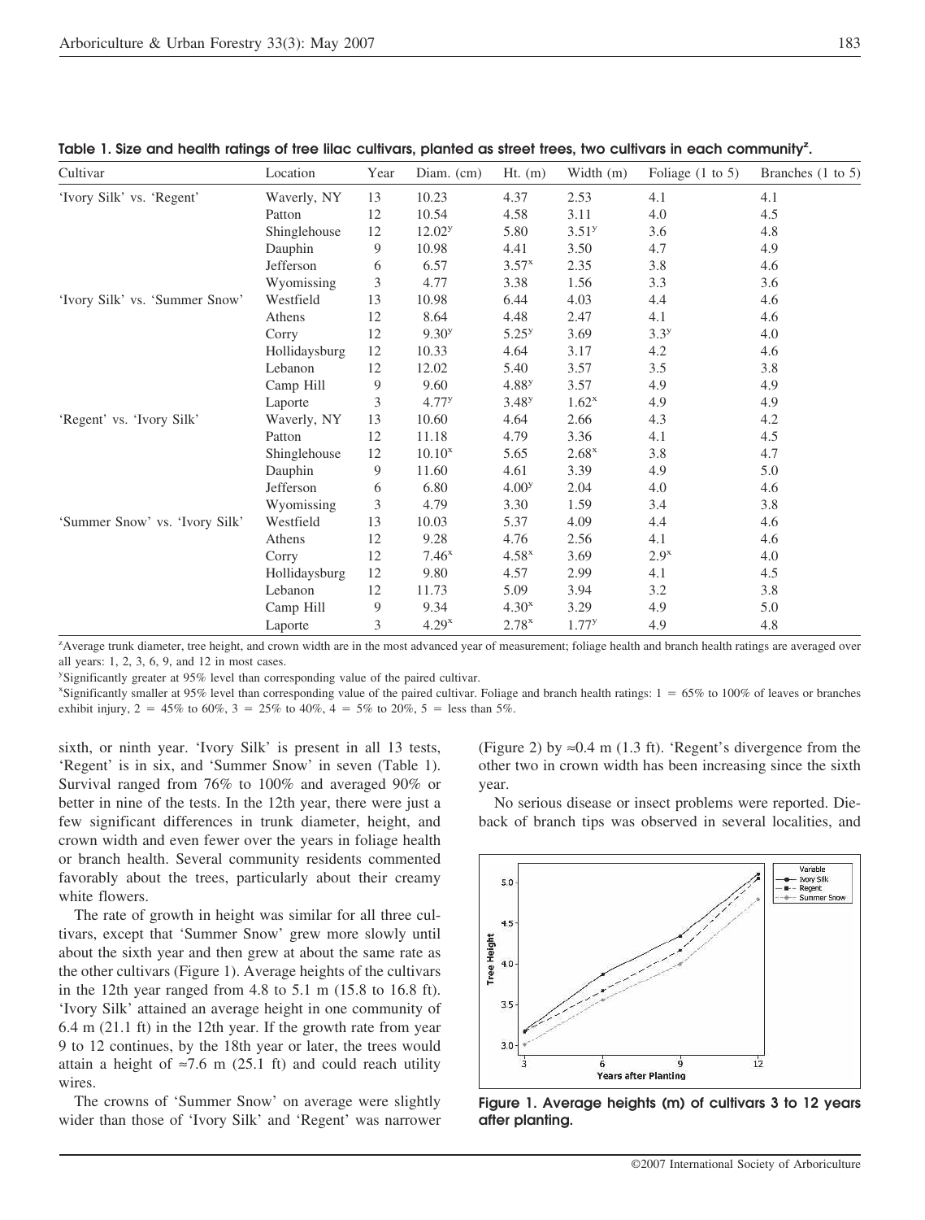**Table 1. Size and health ratings of tree lilac cultivars, planted as street trees, two cultivars in each community[z].**

| Cultivar | Location | Year | Diam. (cm) | Ht. (m) | Width (m) | Foliage (1 to 5) | Branches (1 to 5) |
|---|---|---|---|---|---|---|---|
| 'Ivory Silk' vs. 'Regent' | Waverly, NY | 13 | 10.23 | 4.37 | 2.53 | 4.1 | 4.1 |
| | Patton | 12 | 10.54 | 4.58 | 3.11 | 4.0 | 4.5 |
| | Shinglehouse | 12 | 12.02[y] | 5.80 | 3.51[y] | 3.6 | 4.8 |
| | Dauphin | 9 | 10.98 | 4.41 | 3.50 | 4.7 | 4.9 |
| | Jefferson | 6 | 6.57 | 3.57[x] | 2.35 | 3.8 | 4.6 |
| | Wyomissing | 3 | 4.77 | 3.38 | 1.56 | 3.3 | 3.6 |
| 'Ivory Silk' vs. 'Summer Snow' | Westfield | 13 | 10.98 | 6.44 | 4.03 | 4.4 | 4.6 |
| | Athens | 12 | 8.64 | 4.48 | 2.47 | 4.1 | 4.6 |
| | Corry | 12 | 9.30[y] | 5.25[y] | 3.69 | 3.3[y] | 4.0 |
| | Hollidaysburg | 12 | 10.33 | 4.64 | 3.17 | 4.2 | 4.6 |
| | Lebanon | 12 | 12.02 | 5.40 | 3.57 | 3.5 | 3.8 |
| | Camp Hill | 9 | 9.60 | 4.88[y] | 3.57 | 4.9 | 4.9 |
| | Laporte | 3 | 4.77[y] | 3.48[y] | 1.62[x] | 4.9 | 4.9 |
| 'Regent' vs. 'Ivory Silk' | Waverly, NY | 13 | 10.60 | 4.64 | 2.66 | 4.3 | 4.2 |
| | Patton | 12 | 11.18 | 4.79 | 3.36 | 4.1 | 4.5 |
| | Shinglehouse | 12 | 10.10[x] | 5.65 | 2.68[x] | 3.8 | 4.7 |
| | Dauphin | 9 | 11.60 | 4.61 | 3.39 | 4.9 | 5.0 |
| | Jefferson | 6 | 6.80 | 4.00[y] | 2.04 | 4.0 | 4.6 |
| | Wyomissing | 3 | 4.79 | 3.30 | 1.59 | 3.4 | 3.8 |
| 'Summer Snow' vs. 'Ivory Silk' | Westfield | 13 | 10.03 | 5.37 | 4.09 | 4.4 | 4.6 |
| | Athens | 12 | 9.28 | 4.76 | 2.56 | 4.1 | 4.6 |
| | Corry | 12 | 7.46[x] | 4.58[x] | 3.69 | 2.9[x] | 4.0 |
| | Hollidaysburg | 12 | 9.80 | 4.57 | 2.99 | 4.1 | 4.5 |
| | Lebanon | 12 | 11.73 | 5.09 | 3.94 | 3.2 | 3.8 |
| | Camp Hill | 9 | 9.34 | 4.30[x] | 3.29 | 4.9 | 5.0 |
| | Laporte | 3 | 4.29[x] | 2.78[x] | 1.77[y] | 4.9 | 4.8 |

[z]Average trunk diameter, tree height, and crown width are in the most advanced year of measurement; foliage health and branch health ratings are averaged over all years: 1, 2, 3, 6, 9, and 12 in most cases.

[y]Significantly greater at 95% level than corresponding value of the paired cultivar.

[x]Significantly smaller at 95% level than corresponding value of the paired cultivar. Foliage and branch health ratings: 1 = 65% to 100% of leaves or branches exhibit injury, 2 = 45% to 60%, 3 = 25% to 40%, 4 = 5% to 20%, 5 = less than 5%.

sixth, or ninth year. 'Ivory Silk' is present in all 13 tests, 'Regent' is in six, and 'Summer Snow' in seven (Table 1). Survival ranged from 76% to 100% and averaged 90% or better in nine of the tests. In the 12th year, there were just a few significant differences in trunk diameter, height, and crown width and even fewer over the years in foliage health or branch health. Several community residents commented favorably about the trees, particularly about their creamy white flowers.

The rate of growth in height was similar for all three cultivars, except that 'Summer Snow' grew more slowly until about the sixth year and then grew at about the same rate as the other cultivars (Figure 1). Average heights of the cultivars in the 12th year ranged from 4.8 to 5.1 m (15.8 to 16.8 ft). 'Ivory Silk' attained an average height in one community of 6.4 m (21.1 ft) in the 12th year. If the growth rate from year 9 to 12 continues, by the 18th year or later, the trees would attain a height of ≈7.6 m (25.1 ft) and could reach utility wires.

The crowns of 'Summer Snow' on average were slightly wider than those of 'Ivory Silk' and 'Regent' was narrower (Figure 2) by ≈0.4 m (1.3 ft). 'Regent's divergence from the other two in crown width has been increasing since the sixth year.

No serious disease or insect problems were reported. Dieback of branch tips was observed in several localities, and

**Figure 1. Average heights (m) of cultivars 3 to 12 years after planting.**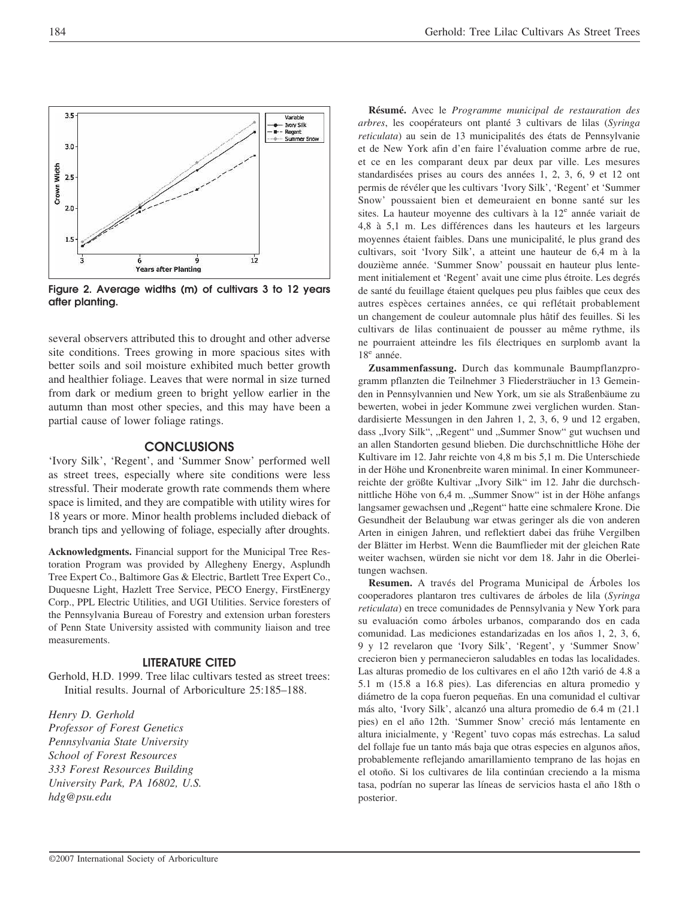3.5
3.0
2.5
2.0
1.5
3
6
9
12
Crown Width
Years after Planting
Variable
Ivory Silk
Regent
Summer Snow

Figure 2. Average widths (m) of cultivars 3 to 12 years after planting.

several observers attributed this to drought and other adverse site conditions. Trees growing in more spacious sites with better soils and soil moisture exhibited much better growth and healthier foliage. Leaves that were normal in size turned from dark or medium green to bright yellow earlier in the autumn than most other species, and this may have been a partial cause of lower foliage ratings.

## CONCLUSIONS

'Ivory Silk', 'Regent', and 'Summer Snow' performed well as street trees, especially where site conditions were less stressful. Their moderate growth rate commends them where space is limited, and they are compatible with utility wires for 18 years or more. Minor health problems included dieback of branch tips and yellowing of foliage, especially after droughts.

**Acknowledgments.** Financial support for the Municipal Tree Restoration Program was provided by Allegheny Energy, Asplundh Tree Expert Co., Baltimore Gas & Electric, Bartlett Tree Expert Co., Duquesne Light, Hazlett Tree Service, PECO Energy, FirstEnergy Corp., PPL Electric Utilities, and UGI Utilities. Service foresters of the Pennsylvania Bureau of Forestry and extension urban foresters of Penn State University assisted with community liaison and tree measurements.

### LITERATURE CITED

Gerhold, H.D. 1999. Tree lilac cultivars tested as street trees: Initial results. Journal of Arboriculture 25:185–188.

*Henry D. Gerhold*
*Professor of Forest Genetics*
*Pennsylvania State University*
*School of Forest Resources*
*333 Forest Resources Building*
*University Park, PA 16802, U.S.*
*hdg@psu.edu*

**Résumé.** Avec le *Programme municipal de restauration des arbres*, les coopérateurs ont planté 3 cultivars de lilas (*Syringa reticulata*) au sein de 13 municipalités des états de Pennsylvanie et de New York afin d'en faire l'évaluation comme arbre de rue, et ce en les comparant deux par deux par ville. Les mesures standardisées prises au cours des années 1, 2, 3, 6, 9 et 12 ont permis de révéler que les cultivars 'Ivory Silk', 'Regent' et 'Summer Snow' poussaient bien et demeuraient en bonne santé sur les sites. La hauteur moyenne des cultivars à la 12$^{e}$ année variait de 4,8 à 5,1 m. Les différences dans les hauteurs et les largeurs moyennes étaient faibles. Dans une municipalité, le plus grand des cultivars, soit 'Ivory Silk', a atteint une hauteur de 6,4 m à la douzième année. 'Summer Snow' poussait en hauteur plus lentement initialement et 'Regent' avait une cime plus étroite. Les degrés de santé du feuillage étaient quelques peu plus faibles que ceux des autres espèces certaines années, ce qui reflétait probablement un changement de couleur automnale plus hâtif des feuilles. Si les cultivars de lilas continuaient de pousser au même rythme, ils ne pourraient atteindre les fils électriques en surplomb avant la 18$^{e}$ année.

**Zusammenfassung.** Durch das kommunale Baumpflanzprogramm pflanzten die Teilnehmer 3 Fliedersträucher in 13 Gemeinden in Pennsylvannien und New York, um sie als Straßenbäume zu bewerten, wobei in jeder Kommune zwei verglichen wurden. Standardisierte Messungen in den Jahren 1, 2, 3, 6, 9 und 12 ergaben, dass „Ivory Silk", „Regent" und „Summer Snow" gut wuchsen und an allen Standorten gesund blieben. Die durchschnittliche Höhe der Kultivare im 12. Jahr reichte von 4,8 m bis 5,1 m. Die Unterschiede in der Höhe und Kronenbreite waren minimal. In einer Kommuneerreichte der größte Kultivar „Ivory Silk" im 12. Jahr die durchschnittliche Höhe von 6,4 m. „Summer Snow" ist in der Höhe anfangs langsamer gewachsen und „Regent" hatte eine schmalere Krone. Die Gesundheit der Belaubung war etwas geringer als die von anderen Arten in einigen Jahren, und reflektiert dabei das frühe Vergilben der Blätter im Herbst. Wenn die Baumflieder mit der gleichen Rate weiter wachsen, würden sie nicht vor dem 18. Jahr in die Oberleitungen wachsen.

**Resumen.** A través del Programa Municipal de Árboles los cooperadores plantaron tres cultivares de árboles de lila (*Syringa reticulata*) en trece comunidades de Pennsylvania y New York para su evaluación como árboles urbanos, comparando dos en cada comunidad. Las mediciones estandarizadas en los años 1, 2, 3, 6, 9 y 12 revelaron que 'Ivory Silk', 'Regent', y 'Summer Snow' crecieron bien y permanecieron saludables en todas las localidades. Las alturas promedio de los cultivares en el año 12th varió de 4.8 a 5.1 m (15.8 a 16.8 pies). Las diferencias en altura promedio y diámetro de la copa fueron pequeñas. En una comunidad el cultivar más alto, 'Ivory Silk', alcanzó una altura promedio de 6.4 m (21.1 pies) en el año 12th. 'Summer Snow' creció más lentamente en altura inicialmente, y 'Regent' tuvo copas más estrechas. La salud del follaje fue un tanto más baja que otras especies en algunos años, probablemente reflejando amarillamiento temprano de las hojas en el otoño. Si los cultivares de lila continúan creciendo a la misma tasa, podrían no superar las líneas de servicios hasta el año 18th o posterior.